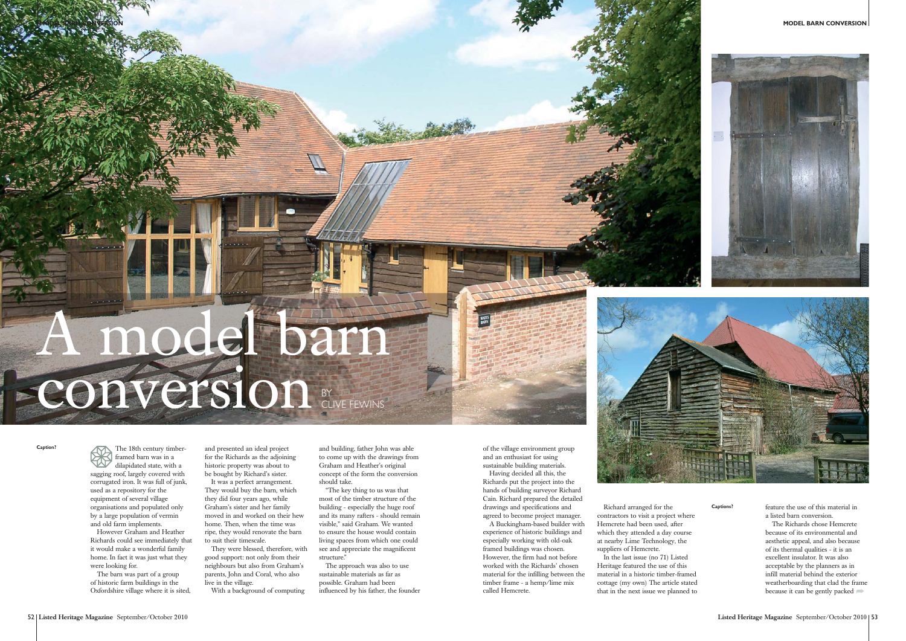# A model barn conversion

BY CLIVE FEWINS

Caption?

The 18th century timber-framed barn was in a dilapidated state, with a sagging roof, largely covered with corrugated iron. It was full of junk, used as a repository for the equipment of several village organisations and populated only by a large population of vermin and old farm implements.

However Graham and Heather Richards could see immediately that it would make a wonderful family home. In fact it was just what they were looking for.

The barn was part of a group of historic farm buildings in the Oxfordshire village where it is sited, and presented an ideal project for the Richards as the adjoining historic property was about to be bought by Richard's sister.

It was a perfect arrangement. They would buy the barn, which they did four years ago, while Graham's sister and her family moved in and worked on their hew home. Then, when the time was ripe, they would renovate the barn to suit their timescale.

They were blessed, therefore, with good support: not only from their neighbours but also from Graham's parents, John and Coral, who also live in the village.

With a background of computing and building, father John was able to come up with the drawings from Graham and Heather's original concept of the form the conversion should take.

"The key thing to us was that most of the timber structure of the building - especially the huge roof and its many rafters - should remain visible," said Graham. We wanted to ensure the house would contain living spaces from which one could see and appreciate the magnificent structure."

The approach was also to use sustainable materials as far as possible. Graham had been influenced by his father, the founder of the village environment group and an enthusiast for using sustainable building materials.

Having decided all this, the Richards put the project into the hands of building surveyor Richard Cain. Richard prepared the detailed drawings and specifications and agreed to become project manager.

A Buckingham-based builder with experience of historic buildings and especially working with old-oak framed buildings was chosen. However, the firm had not before worked with the Richards' chosen material for the infilling between the timber frame - a hemp/lime mix called Hemcrete.

Richard arranged for the contractors to visit a project where Hemcrete had been used, after which they attended a day course at nearby Lime Technology, the suppliers of Hemcrete.

In the last issue (no 71) Listed Heritage featured the use of this material in a historic timber-framed cottage (my own) The article stated that in the next issue we planned to feature the use of this material in a listed barn conversion.

The Richards chose Hemcrete because of its environmental and aesthetic appeal, and also because of its thermal qualities - it is an excellent insulator. It was also acceptable by the planners as in infill material behind the exterior weatherboarding that clad the frame because it can be gently packed

Captions?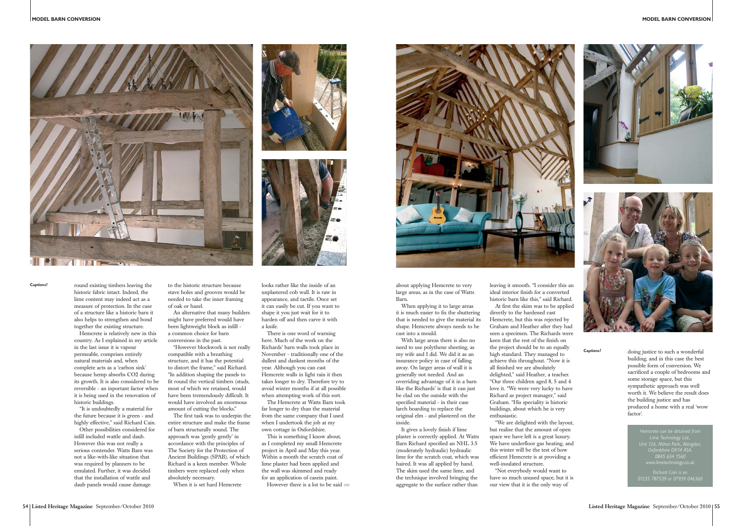Captions?

round existing timbers leaving the historic fabric intact. Indeed, the lime content may indeed act as a measure of protection. In the case of a structure like a historic barn it also helps to strengthen and bond together the existing structure.

Hemcrete is relatively new in this country. As I explained in my article in the last issue it is vapour permeable, comprises entirely natural materials and, when complete acts as a 'carbon sink' because hemp absorbs CO2 during its growth. It is also considered to be reversible - an inportant factor when it is being used in the renovation of historic buildings.

"It is undoubtedly a material for the future because it is green - and highly effective," said Richard Cain.

Other possibilities considered for infill included wattle and daub. However this was not really a serious contender. Watts Barn was not a like-with-like situation that was required by planners to be emulated. Further, it was decided that the installation of wattle and daub panels would cause damage to the historic structure because stave holes and grooves would be needed to take the inner framing of oak or hazel.

An alternative that many builders might have preferred would have been lightweight block as infill - a common choice for barn conversions in the past.

"However blockwork is not really compatible with a breathing structure, and it has the potential to distort the frame," said Richard. "In addition shaping the panels to fit round the vertical timbers (studs, most of which we retained, would have been tremendously difficult. It would have involved an enormous amount of cutting the blocks."

The first task was to underpin the entire structure and make the frame of barn structurally sound. The approach was 'gently gently' in accordance with the principles of The Society for the Protection of Ancient Buildings (SPAB), of which Richard is a keen member. Whole timbers were replaced only when absolutely necessary.

When it is set hard Hemcrete looks rather like the inside of an unplastered cob wall. It is raw in appearance, and tactile. Once set it can easily be cut. If you want to shape it you just wait for it to harden off and then carve it with a knife.

There is one word of warning here. Much of the work on the Richards' barn walls took place in November - traditionally one of the dullest and dankest months of the year. Although you can cast Hemcrete walls in light rain it then takes longer to dry. Therefore try to avoid winter months if at all possible when attempting work of this sort.

The Hemcrete at Watts Barn took far longer to dry than the material from the same company that I used when I undertook the job at my own cottage in Oxfordshire.

This is something I know about, as I completed my small Hemcrete project in April and May this year. Within a month the scratch coat of lime plaster had been applied and the wall was skimmed and ready for an application of casein paint.

However there is a lot to be said about applying Hemcrete to very large areas, as in the case of Watts Barn.

When applying it to large areas it is much easier to fix the shuttering that is needed to give the material its shape. Hemcrete always needs to be cast into a mould.

With large areas there is also no need to use polythene sheeting, as my wife and I did. We did it as an insurance policy in case of falling away. On larger areas of wall it is generally not needed. And an overriding advantage of it in a barn like the Richards' is that it can just be clad on the outside with the specified material - in their case larch boarding to replace the original elm - and plastered on the inside.

It gives a lovely finish if lime plaster is correctly applied. At Watts Barn Richard specified an NHL 3.5 (moderately hydraulic) hydraulic lime for the scratch coat, which was haired. It was all applied by hand. The skim used the same lime, and the technique involved bringing the aggregate to the surface rather than leaving it smooth. "I consider this an ideal interior finish for a converted historic barn like this," said Richard.

At first the skim was to be applied directly to the hardened cast Hemcrete, but this was rejected by Graham and Heather after they had seen a specimen. The Richards were keen that the rest of the finish on the project should be to an equally high standard. They managed to achieve this throughout. "Now it is all finished we are absolutely delighted," said Heather, a teacher. "Our three children aged 8, 5 and 4 love it. "We were very lucky to have Richard as project manager," said Graham. "His speciality is historic buildings, about which he is very enthusiastic.

"We are delighted with the layout, but realise that the amount of open space we have left is a great luxury. We have underfloor gas heating, and this winter will be the test of how efficient Hemcrete is at providing a well-insulated structure.

"Not everybody would want to have so much unused space, but it is our view that it is the only way of doing justice to such a wonderful building, and in this case the best possible form of conversion. We sacrificed a couple of bedrooms and some storage space, but this sympathetic approach was well worth it. We believe the result does the building justice and has produced a home with a real 'wow factor'.

Captions?

*Hemcrete can be obtained from Lime Technology Ltd., Unit 126, Milton Park, Abingdon, Oxfordshire OX14 4SA. 0845 634 1560 www.limetechnology.co.uk*

*Richard Cain is on 01235 787539 or 07939 046360*